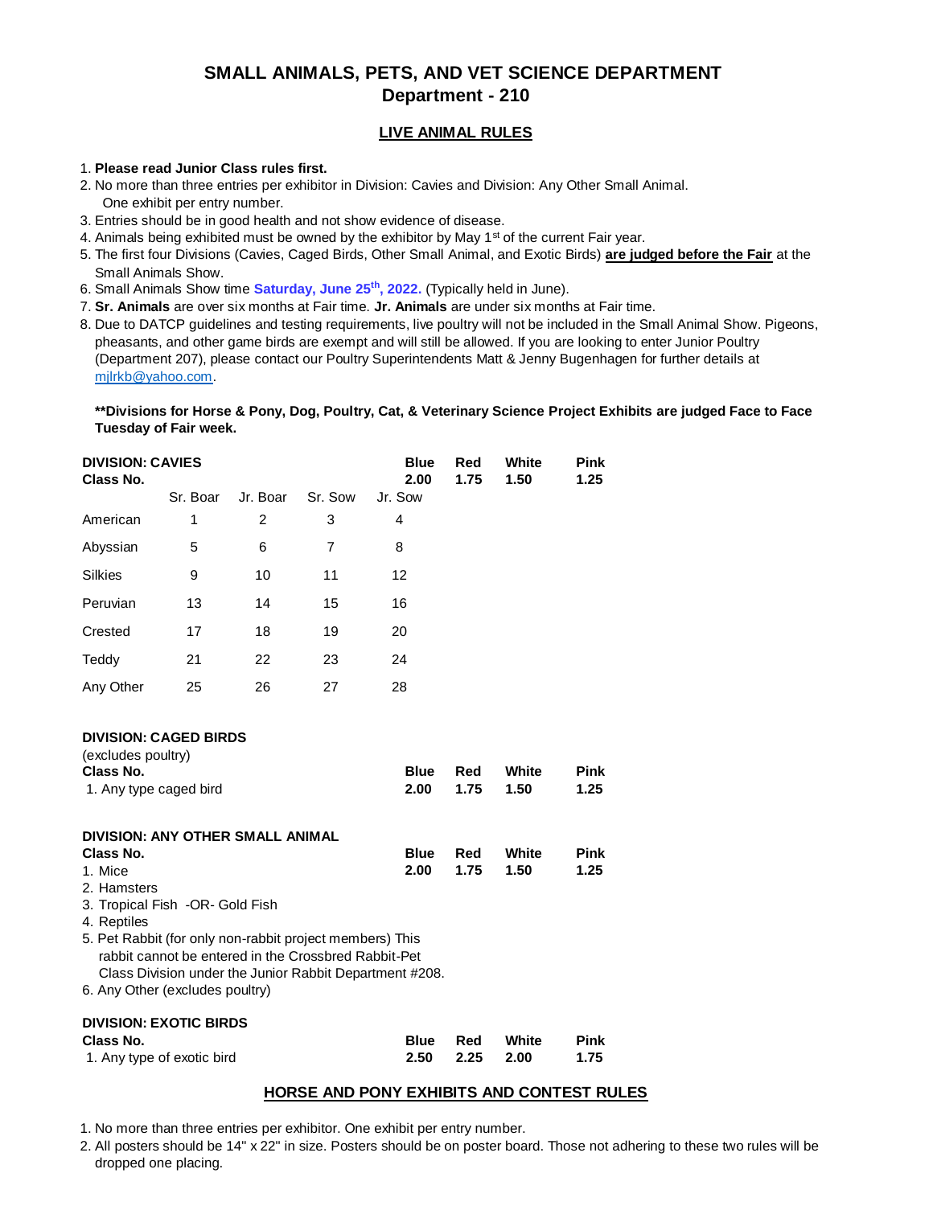# SMALL ANIMALS, PETS, AND VET SCIENCE DEPARTMENT
## Department - 210

### LIVE ANIMAL RULES

1. **Please read Junior Class rules first.**
2. No more than three entries per exhibitor in Division: Cavies and Division: Any Other Small Animal. One exhibit per entry number.
3. Entries should be in good health and not show evidence of disease.
4. Animals being exhibited must be owned by the exhibitor by May 1st of the current Fair year.
5. The first four Divisions (Cavies, Caged Birds, Other Small Animal, and Exotic Birds) **are judged before the Fair** at the Small Animals Show.
6. Small Animals Show time **Saturday, June 25th, 2022.** (Typically held in June).
7. **Sr. Animals** are over six months at Fair time. **Jr. Animals** are under six months at Fair time.
8. Due to DATCP guidelines and testing requirements, live poultry will not be included in the Small Animal Show. Pigeons, pheasants, and other game birds are exempt and will still be allowed. If you are looking to enter Junior Poultry (Department 207), please contact our Poultry Superintendents Matt & Jenny Bugenhagen for further details at mjlrkb@yahoo.com.

**\*\*Divisions for Horse & Pony, Dog, Poultry, Cat, & Veterinary Science Project Exhibits are judged Face to Face Tuesday of Fair week.**

**DIVISION: CAVIES**

| Class No. | Sr. Boar | Jr. Boar | Sr. Sow | Jr. Sow |
|---|---|---|---|---|
| American | 1 | 2 | 3 | 4 |
| Abyssian | 5 | 6 | 7 | 8 |
| Silkies | 9 | 10 | 11 | 12 |
| Peruvian | 13 | 14 | 15 | 16 |
| Crested | 17 | 18 | 19 | 20 |
| Teddy | 21 | 22 | 23 | 24 |
| Any Other | 25 | 26 | 27 | 28 |

| Blue | Red | White | Pink |
|---|---|---|---|
| 2.00 | 1.75 | 1.50 | 1.25 |

**DIVISION: CAGED BIRDS**
(excludes poultry)

| Class No. | Blue | Red | White | Pink |
|---|---|---|---|---|
| 1. Any type caged bird | 2.00 | 1.75 | 1.50 | 1.25 |

**DIVISION: ANY OTHER SMALL ANIMAL**

| Class No. | Blue | Red | White | Pink |
|---|---|---|---|---|
| 1. Mice | 2.00 | 1.75 | 1.50 | 1.25 |

2. Hamsters
3. Tropical Fish -OR- Gold Fish
4. Reptiles
5. Pet Rabbit (for only non-rabbit project members) This rabbit cannot be entered in the Crossbred Rabbit-Pet Class Division under the Junior Rabbit Department #208.
6. Any Other (excludes poultry)

**DIVISION: EXOTIC BIRDS**

| Class No. | Blue | Red | White | Pink |
|---|---|---|---|---|
| 1. Any type of exotic bird | 2.50 | 2.25 | 2.00 | 1.75 |

### HORSE AND PONY EXHIBITS AND CONTEST RULES

1. No more than three entries per exhibitor. One exhibit per entry number.
2. All posters should be 14" x 22" in size. Posters should be on poster board. Those not adhering to these two rules will be dropped one placing.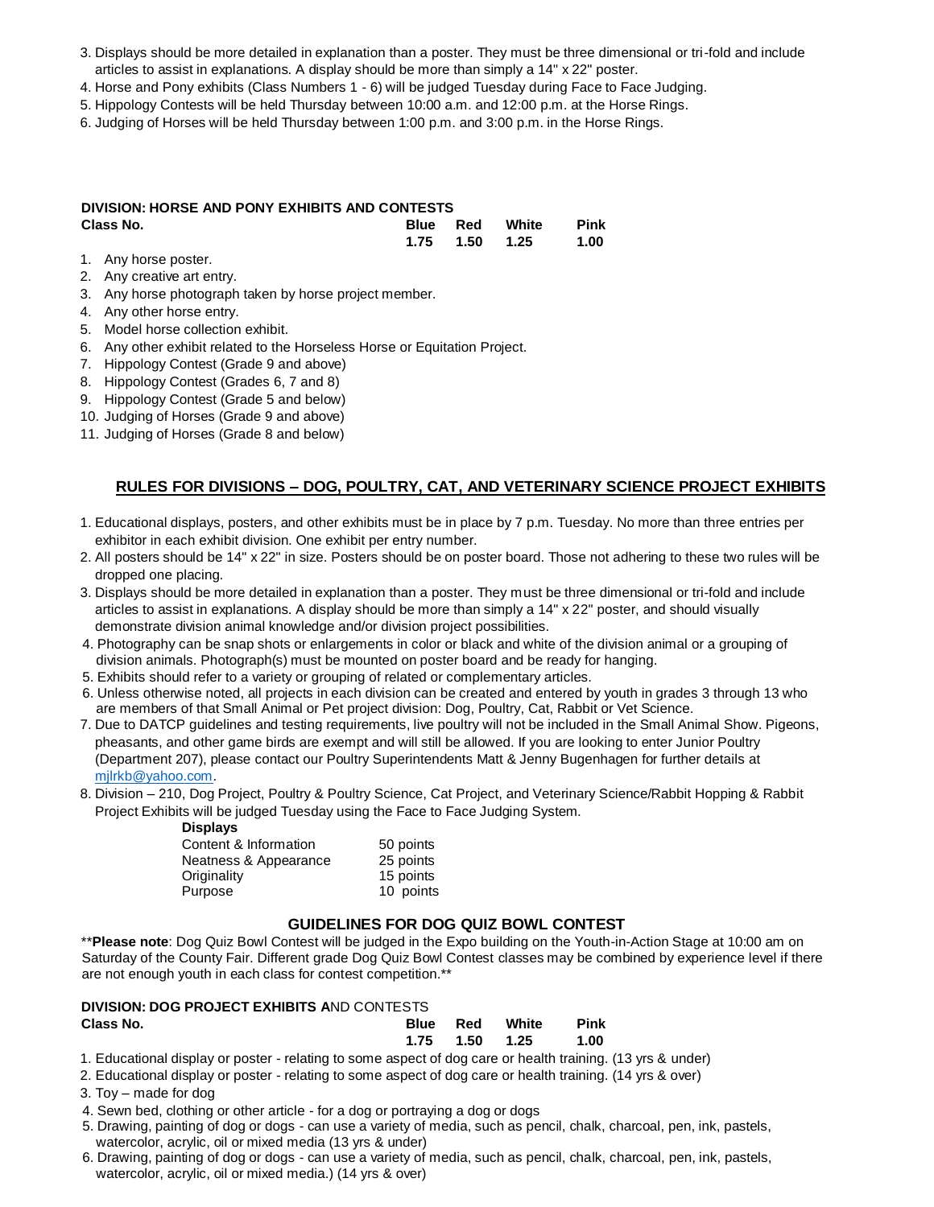3. Displays should be more detailed in explanation than a poster. They must be three dimensional or tri-fold and include articles to assist in explanations. A display should be more than simply a 14" x 22" poster.
4. Horse and Pony exhibits (Class Numbers 1 - 6) will be judged Tuesday during Face to Face Judging.
5. Hippology Contests will be held Thursday between 10:00 a.m. and 12:00 p.m. at the Horse Rings.
6. Judging of Horses will be held Thursday between 1:00 p.m. and 3:00 p.m. in the Horse Rings.

**DIVISION: HORSE AND PONY EXHIBITS AND CONTESTS**

| Class No. | Blue | Red | White | Pink |
|---|---|---|---|---|
| | 1.75 | 1.50 | 1.25 | 1.00 |

1. Any horse poster.
2. Any creative art entry.
3. Any horse photograph taken by horse project member.
4. Any other horse entry.
5. Model horse collection exhibit.
6. Any other exhibit related to the Horseless Horse or Equitation Project.
7. Hippology Contest (Grade 9 and above)
8. Hippology Contest (Grades 6, 7 and 8)
9. Hippology Contest (Grade 5 and below)
10. Judging of Horses (Grade 9 and above)
11. Judging of Horses (Grade 8 and below)

## RULES FOR DIVISIONS – DOG, POULTRY, CAT, AND VETERINARY SCIENCE PROJECT EXHIBITS

1. Educational displays, posters, and other exhibits must be in place by 7 p.m. Tuesday. No more than three entries per exhibitor in each exhibit division. One exhibit per entry number.
2. All posters should be 14" x 22" in size. Posters should be on poster board. Those not adhering to these two rules will be dropped one placing.
3. Displays should be more detailed in explanation than a poster. They must be three dimensional or tri-fold and include articles to assist in explanations. A display should be more than simply a 14" x 22" poster, and should visually demonstrate division animal knowledge and/or division project possibilities.
4. Photography can be snap shots or enlargements in color or black and white of the division animal or a grouping of division animals. Photograph(s) must be mounted on poster board and be ready for hanging.
5. Exhibits should refer to a variety or grouping of related or complementary articles.
6. Unless otherwise noted, all projects in each division can be created and entered by youth in grades 3 through 13 who are members of that Small Animal or Pet project division: Dog, Poultry, Cat, Rabbit or Vet Science.
7. Due to DATCP guidelines and testing requirements, live poultry will not be included in the Small Animal Show. Pigeons, pheasants, and other game birds are exempt and will still be allowed. If you are looking to enter Junior Poultry (Department 207), please contact our Poultry Superintendents Matt & Jenny Bugenhagen for further details at mjlrkb@yahoo.com.
8. Division – 210, Dog Project, Poultry & Poultry Science, Cat Project, and Veterinary Science/Rabbit Hopping & Rabbit Project Exhibits will be judged Tuesday using the Face to Face Judging System.

| **Displays** | |
|---|---|
| Content & Information | 50 points |
| Neatness & Appearance | 25 points |
| Originality | 15 points |
| Purpose | 10 points |

### GUIDELINES FOR DOG QUIZ BOWL CONTEST

\*\***Please note**: Dog Quiz Bowl Contest will be judged in the Expo building on the Youth-in-Action Stage at 10:00 am on Saturday of the County Fair. Different grade Dog Quiz Bowl Contest classes may be combined by experience level if there are not enough youth in each class for contest competition.\*\*

**DIVISION: DOG PROJECT EXHIBITS A**ND CONTESTS

| Class No. | Blue | Red | White | Pink |
|---|---|---|---|---|
| | 1.75 | 1.50 | 1.25 | 1.00 |

1. Educational display or poster - relating to some aspect of dog care or health training. (13 yrs & under)
2. Educational display or poster - relating to some aspect of dog care or health training. (14 yrs & over)
3. Toy – made for dog
4. Sewn bed, clothing or other article - for a dog or portraying a dog or dogs
5. Drawing, painting of dog or dogs - can use a variety of media, such as pencil, chalk, charcoal, pen, ink, pastels, watercolor, acrylic, oil or mixed media (13 yrs & under)
6. Drawing, painting of dog or dogs - can use a variety of media, such as pencil, chalk, charcoal, pen, ink, pastels, watercolor, acrylic, oil or mixed media.) (14 yrs & over)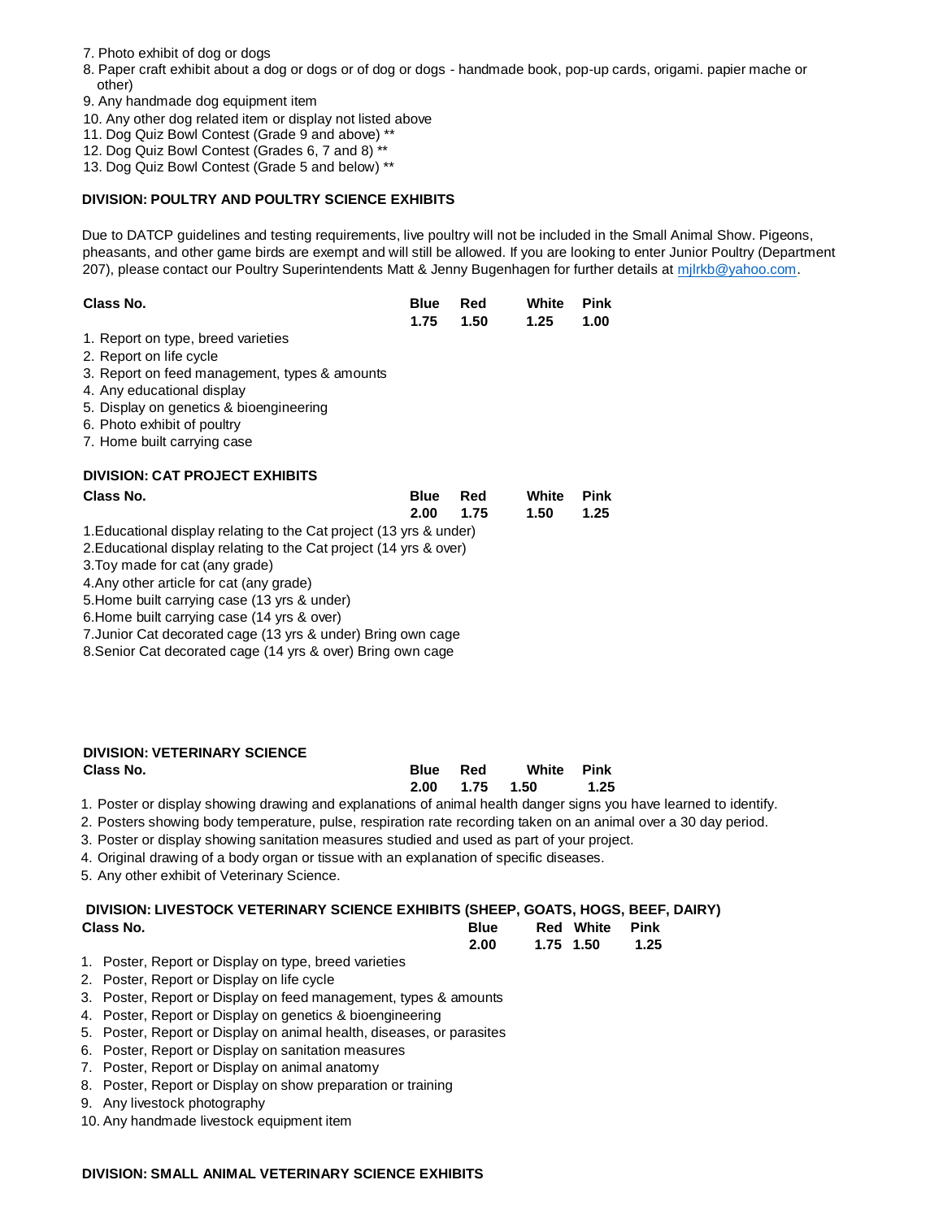7. Photo exhibit of dog or dogs
8. Paper craft exhibit about a dog or dogs or of dog or dogs - handmade book, pop-up cards, origami. papier mache or other)
9. Any handmade dog equipment item
10. Any other dog related item or display not listed above
11. Dog Quiz Bowl Contest (Grade 9 and above) **
12. Dog Quiz Bowl Contest (Grades 6, 7 and 8) **
13. Dog Quiz Bowl Contest (Grade 5 and below) **

**DIVISION: POULTRY AND POULTRY SCIENCE EXHIBITS**

Due to DATCP guidelines and testing requirements, live poultry will not be included in the Small Animal Show. Pigeons, pheasants, and other game birds are exempt and will still be allowed. If you are looking to enter Junior Poultry (Department 207), please contact our Poultry Superintendents Matt & Jenny Bugenhagen for further details at mjlrkb@yahoo.com.

| Class No. | Blue | Red | White | Pink |
|---|---|---|---|---|
| | 1.75 | 1.50 | 1.25 | 1.00 |

1. Report on type, breed varieties
2. Report on life cycle
3. Report on feed management, types & amounts
4. Any educational display
5. Display on genetics & bioengineering
6. Photo exhibit of poultry
7. Home built carrying case

**DIVISION: CAT PROJECT EXHIBITS**

| Class No. | Blue | Red | White | Pink |
|---|---|---|---|---|
| | 2.00 | 1.75 | 1.50 | 1.25 |

1. Educational display relating to the Cat project (13 yrs & under)
2. Educational display relating to the Cat project (14 yrs & over)
3. Toy made for cat (any grade)
4. Any other article for cat (any grade)
5. Home built carrying case (13 yrs & under)
6. Home built carrying case (14 yrs & over)
7. Junior Cat decorated cage (13 yrs & under) Bring own cage
8. Senior Cat decorated cage (14 yrs & over) Bring own cage

**DIVISION: VETERINARY SCIENCE**

| Class No. | Blue | Red | White | Pink |
|---|---|---|---|---|
| | 2.00 | 1.75 | 1.50 | 1.25 |

1. Poster or display showing drawing and explanations of animal health danger signs you have learned to identify.
2. Posters showing body temperature, pulse, respiration rate recording taken on an animal over a 30 day period.
3. Poster or display showing sanitation measures studied and used as part of your project.
4. Original drawing of a body organ or tissue with an explanation of specific diseases.
5. Any other exhibit of Veterinary Science.

**DIVISION: LIVESTOCK VETERINARY SCIENCE EXHIBITS (SHEEP, GOATS, HOGS, BEEF, DAIRY)**

| Class No. | Blue | Red | White | Pink |
|---|---|---|---|---|
| | 2.00 | 1.75 | 1.50 | 1.25 |

1. Poster, Report or Display on type, breed varieties
2. Poster, Report or Display on life cycle
3. Poster, Report or Display on feed management, types & amounts
4. Poster, Report or Display on genetics & bioengineering
5. Poster, Report or Display on animal health, diseases, or parasites
6. Poster, Report or Display on sanitation measures
7. Poster, Report or Display on animal anatomy
8. Poster, Report or Display on show preparation or training
9. Any livestock photography
10. Any handmade livestock equipment item

**DIVISION: SMALL ANIMAL VETERINARY SCIENCE EXHIBITS**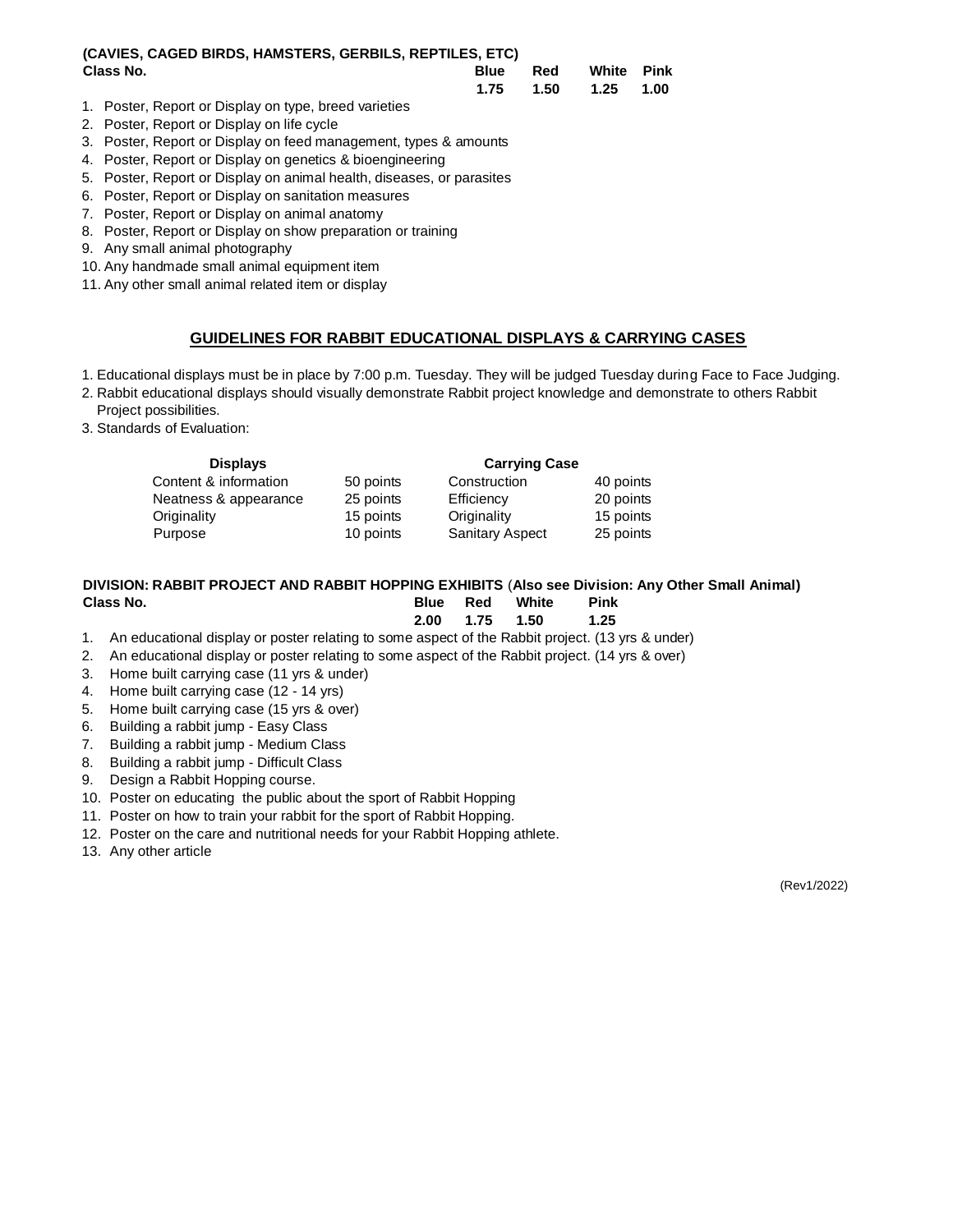**(CAVIES, CAGED BIRDS, HAMSTERS, GERBILS, REPTILES, ETC)**

| Class No. | Blue | Red | White | Pink |
|---|---|---|---|---|
| | 1.75 | 1.50 | 1.25 | 1.00 |

1. Poster, Report or Display on type, breed varieties
2. Poster, Report or Display on life cycle
3. Poster, Report or Display on feed management, types & amounts
4. Poster, Report or Display on genetics & bioengineering
5. Poster, Report or Display on animal health, diseases, or parasites
6. Poster, Report or Display on sanitation measures
7. Poster, Report or Display on animal anatomy
8. Poster, Report or Display on show preparation or training
9. Any small animal photography
10. Any handmade small animal equipment item
11. Any other small animal related item or display

## GUIDELINES FOR RABBIT EDUCATIONAL DISPLAYS & CARRYING CASES

1. Educational displays must be in place by 7:00 p.m. Tuesday. They will be judged Tuesday during Face to Face Judging.
2. Rabbit educational displays should visually demonstrate Rabbit project knowledge and demonstrate to others Rabbit Project possibilities.
3. Standards of Evaluation:

| Displays | | Carrying Case | |
|---|---|---|---|
| Content & information | 50 points | Construction | 40 points |
| Neatness & appearance | 25 points | Efficiency | 20 points |
| Originality | 15 points | Originality | 15 points |
| Purpose | 10 points | Sanitary Aspect | 25 points |

**DIVISION: RABBIT PROJECT AND RABBIT HOPPING EXHIBITS** (**Also see Division: Any Other Small Animal)**

| Class No. | Blue | Red | White | Pink |
|---|---|---|---|---|
| | 2.00 | 1.75 | 1.50 | 1.25 |

1. An educational display or poster relating to some aspect of the Rabbit project. (13 yrs & under)
2. An educational display or poster relating to some aspect of the Rabbit project. (14 yrs & over)
3. Home built carrying case (11 yrs & under)
4. Home built carrying case (12 - 14 yrs)
5. Home built carrying case (15 yrs & over)
6. Building a rabbit jump - Easy Class
7. Building a rabbit jump - Medium Class
8. Building a rabbit jump - Difficult Class
9. Design a Rabbit Hopping course.
10. Poster on educating the public about the sport of Rabbit Hopping
11. Poster on how to train your rabbit for the sport of Rabbit Hopping.
12. Poster on the care and nutritional needs for your Rabbit Hopping athlete.
13. Any other article

(Rev1/2022)